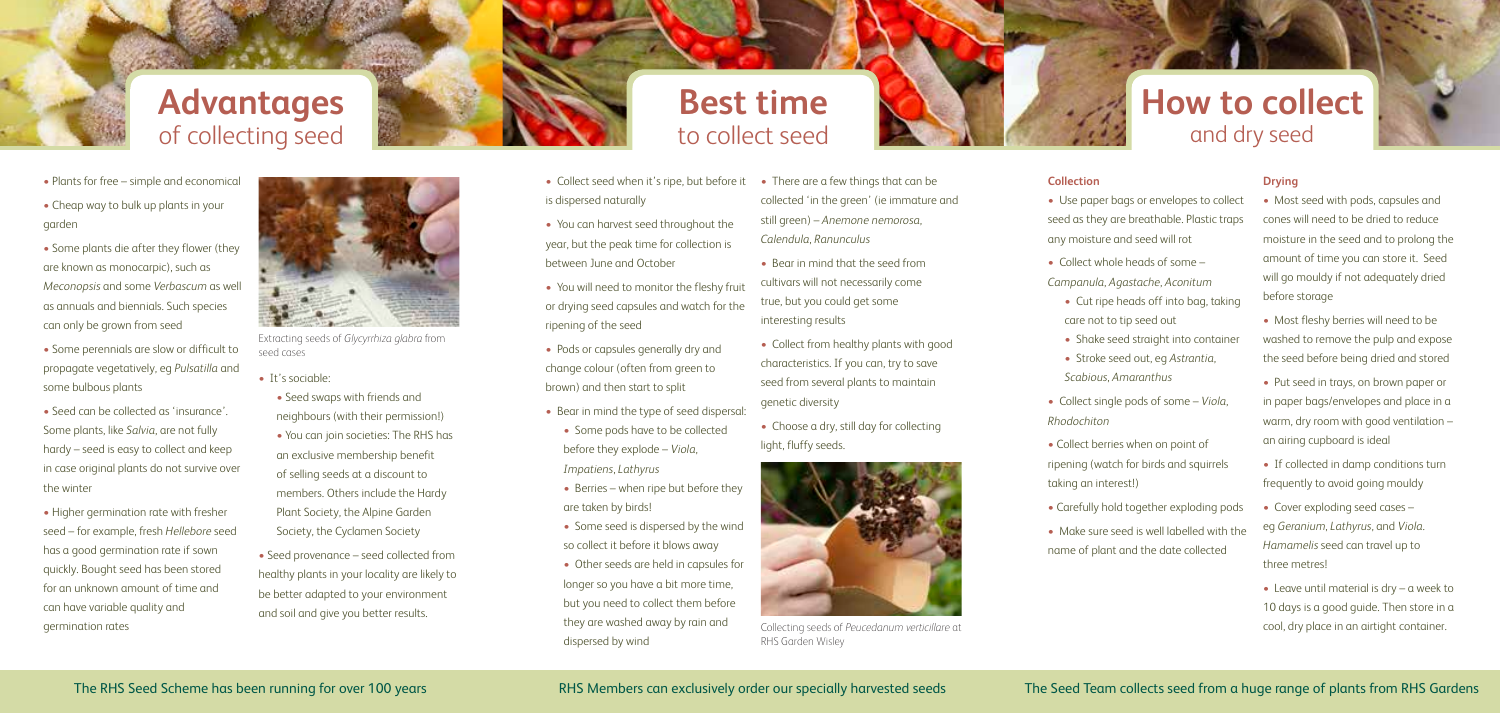# Advantages of collecting seed

- Plants for free – simple and economical
- Cheap way to bulk up plants in your garden
- Some plants die after they flower (they are known as monocarpic), such as *Meconopsis* and some *Verbascum* as well as annuals and biennials. Such species can only be grown from seed
- Some perennials are slow or difficult to propagate vegetatively, eg *Pulsatilla* and some bulbous plants
- Seed can be collected as 'insurance'. Some plants, like *Salvia*, are not fully hardy – seed is easy to collect and keep in case original plants do not survive over the winter
- Higher germination rate with fresher seed – for example, fresh *Hellebore* seed has a good germination rate if sown quickly. Bought seed has been stored for an unknown amount of time and can have variable quality and germination rates

Extracting seeds of *Glycyrrhiza glabra* from seed cases

- It's sociable:
  - Seed swaps with friends and neighbours (with their permission!)
  - You can join societies: The RHS has an exclusive membership benefit of selling seeds at a discount to members. Others include the Hardy Plant Society, the Alpine Garden Society, the Cyclamen Society
- Seed provenance – seed collected from healthy plants in your locality are likely to be better adapted to your environment and soil and give you better results.

# Best time to collect seed

- Collect seed when it's ripe, but before it is dispersed naturally
- You can harvest seed throughout the year, but the peak time for collection is between June and October
- You will need to monitor the fleshy fruit or drying seed capsules and watch for the ripening of the seed
- Pods or capsules generally dry and change colour (often from green to brown) and then start to split
- Bear in mind the type of seed dispersal:
  - Some pods have to be collected before they explode – *Viola, Impatiens, Lathyrus*
  - Berries – when ripe but before they are taken by birds!
  - Some seed is dispersed by the wind so collect it before it blows away
  - Other seeds are held in capsules for longer so you have a bit more time, but you need to collect them before they are washed away by rain and dispersed by wind
- There are a few things that can be collected 'in the green' (ie immature and still green) – *Anemone nemorosa, Calendula, Ranunculus*
- Bear in mind that the seed from cultivars will not necessarily come true, but you could get some interesting results
- Collect from healthy plants with good characteristics. If you can, try to save seed from several plants to maintain genetic diversity
- Choose a dry, still day for collecting light, fluffy seeds.

Collecting seeds of *Peucedanum verticillare* at RHS Garden Wisley

# How to collect and dry seed

### Collection

- Use paper bags or envelopes to collect seed as they are breathable. Plastic traps any moisture and seed will rot
- Collect whole heads of some – *Campanula, Agastache, Aconitum*
  - Cut ripe heads off into bag, taking care not to tip seed out
  - Shake seed straight into container
  - Stroke seed out, eg *Astrantia, Scabious, Amaranthus*
- Collect single pods of some – *Viola, Rhodochiton*
- Collect berries when on point of ripening (watch for birds and squirrels taking an interest!)
- Carefully hold together exploding pods
- Make sure seed is well labelled with the name of plant and the date collected

### Drying

- Most seed with pods, capsules and cones will need to be dried to reduce moisture in the seed and to prolong the amount of time you can store it. Seed will go mouldy if not adequately dried before storage
- Most fleshy berries will need to be washed to remove the pulp and expose the seed before being dried and stored
- Put seed in trays, on brown paper or in paper bags/envelopes and place in a warm, dry room with good ventilation – an airing cupboard is ideal
- If collected in damp conditions turn frequently to avoid going mouldy
- Cover exploding seed cases – eg *Geranium, Lathyrus*, and *Viola*. *Hamamelis* seed can travel up to three metres!
- Leave until material is dry – a week to 10 days is a good guide. Then store in a cool, dry place in an airtight container.

The RHS Seed Scheme has been running for over 100 years

RHS Members can exclusively order our specially harvested seeds

The Seed Team collects seed from a huge range of plants from RHS Gardens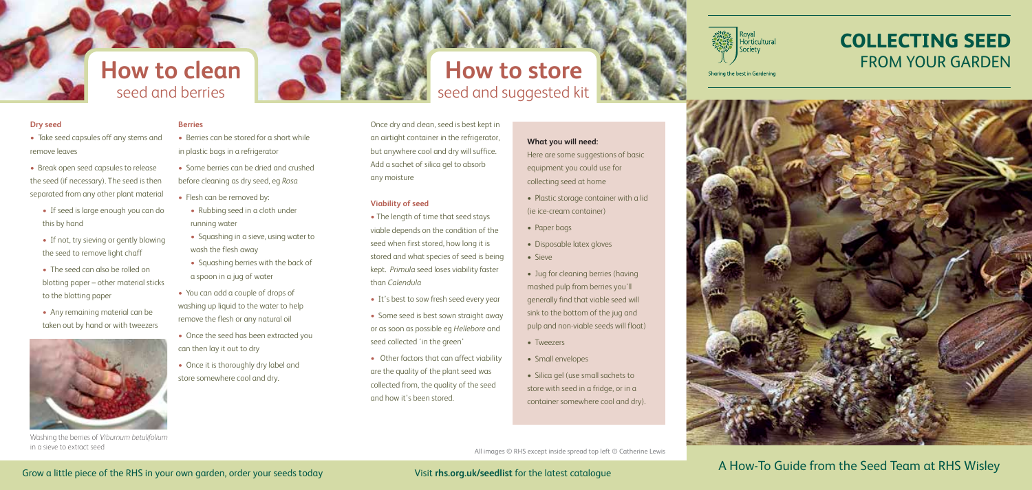# How to clean
## seed and berries

### Dry seed

- Take seed capsules off any stems and remove leaves
- Break open seed capsules to release the seed (if necessary). The seed is then separated from any other plant material
  - If seed is large enough you can do this by hand
  - If not, try sieving or gently blowing the seed to remove light chaff
  - The seed can also be rolled on blotting paper – other material sticks to the blotting paper
  - Any remaining material can be taken out by hand or with tweezers

Washing the berries of *Viburnum betulifolium* in a sieve to extract seed

### Berries

- Berries can be stored for a short while in plastic bags in a refrigerator
- Some berries can be dried and crushed before cleaning as dry seed, eg *Rosa*
- Flesh can be removed by:
  - Rubbing seed in a cloth under running water
  - Squashing in a sieve, using water to wash the flesh away
  - Squashing berries with the back of a spoon in a jug of water
- You can add a couple of drops of washing up liquid to the water to help remove the flesh or any natural oil
- Once the seed has been extracted you can then lay it out to dry
- Once it is thoroughly dry label and store somewhere cool and dry.

# How to store
## seed and suggested kit

Once dry and clean, seed is best kept in an airtight container in the refrigerator, but anywhere cool and dry will suffice. Add a sachet of silica gel to absorb any moisture

### Viability of seed

- The length of time that seed stays viable depends on the condition of the seed when first stored, how long it is stored and what species of seed is being kept. *Primula* seed loses viability faster than *Calendula*
- It's best to sow fresh seed every year
- Some seed is best sown straight away or as soon as possible eg *Hellebore* and seed collected 'in the green'
- Other factors that can affect viability are the quality of the plant seed was collected from, the quality of the seed and how it's been stored.

**What you will need:**

Here are some suggestions of basic equipment you could use for collecting seed at home

- Plastic storage container with a lid (ie ice-cream container)
- Paper bags
- Disposable latex gloves
- Sieve
- Jug for cleaning berries (having mashed pulp from berries you'll generally find that viable seed will sink to the bottom of the jug and pulp and non-viable seeds will float)
- Tweezers
- Small envelopes
- Silica gel (use small sachets to store with seed in a fridge, or in a container somewhere cool and dry).

All images © RHS except inside spread top left © Catherine Lewis

Royal Horticultural Society

Sharing the best in Gardening

# COLLECTING SEED
## FROM YOUR GARDEN

A How-To Guide from the Seed Team at RHS Wisley

Grow a little piece of the RHS in your own garden, order your seeds today

Visit **rhs.org.uk/seedlist** for the latest catalogue